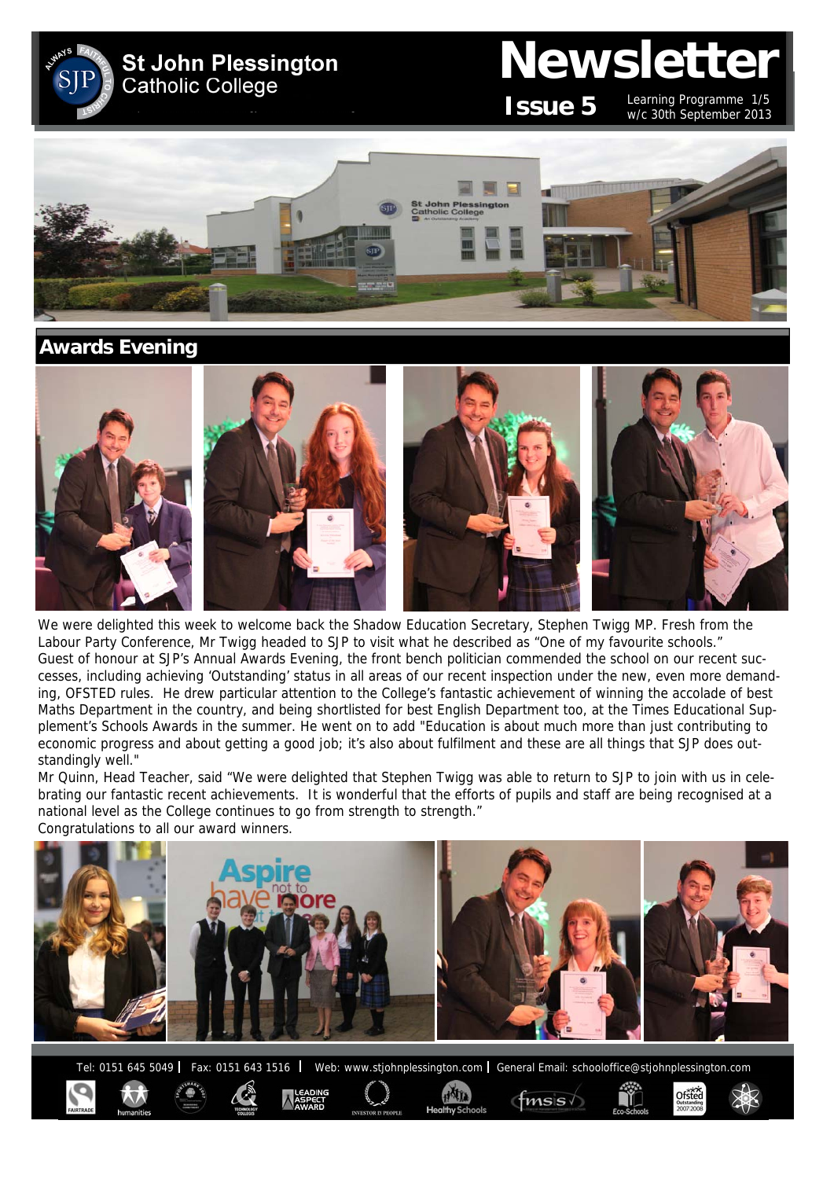# St John Plessington Catholic College

# Newsletter

**Issue 5** Learning Programme 1/5 w/c 30th September 2013

## Awards Evening

We were delighted this week to welcome back the Shadow Education Secretary, Stephen Twigg MP. Fresh from the Labour Party Conference, Mr Twigg headed to SJP to visit what he described as "One of my favourite schools."

Guest of honour at SJP's Annual Awards Evening, the front bench politician commended the school on our recent successes, including achieving 'Outstanding' status in all areas of our recent inspection under the new, even more demanding, OFSTED rules. He drew particular attention to the College's fantastic achievement of winning the accolade of best Maths Department in the country, and being shortlisted for best English Department too, at the Times Educational Supplement's Schools Awards in the summer. He went on to add "Education is about much more than just contributing to economic progress and about getting a good job; it's also about fulfilment and these are all things that SJP does outstandingly well."

Mr Quinn, Head Teacher, said "We were delighted that Stephen Twigg was able to return to SJP to join with us in celebrating our fantastic recent achievements. It is wonderful that the efforts of pupils and staff are being recognised at a national level as the College continues to go from strength to strength."

Congratulations to all our award winners.

Tel: 0151 645 5049 | Fax: 0151 643 1516 | Web: www.stjohnplessington.com | General Email: schooloffice@stjohnplessington.com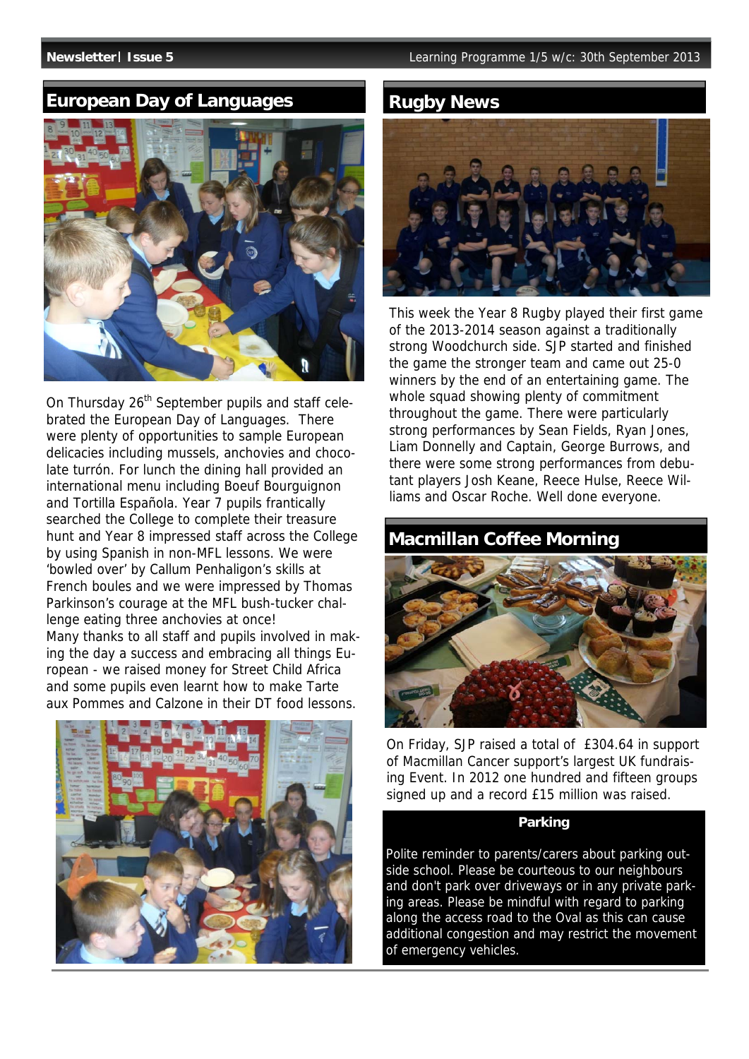## European Day of Languages

On Thursday 26th September pupils and staff celebrated the European Day of Languages. There were plenty of opportunities to sample European delicacies including mussels, anchovies and chocolate turrón. For lunch the dining hall provided an international menu including Boeuf Bourguignon and Tortilla Española. Year 7 pupils frantically searched the College to complete their treasure hunt and Year 8 impressed staff across the College by using Spanish in non-MFL lessons. We were 'bowled over' by Callum Penhaligon's skills at French boules and we were impressed by Thomas Parkinson's courage at the MFL bush-tucker challenge eating three anchovies at once!

Many thanks to all staff and pupils involved in making the day a success and embracing all things European - we raised money for Street Child Africa and some pupils even learnt how to make Tarte aux Pommes and Calzone in their DT food lessons.

## Rugby News

This week the Year 8 Rugby played their first game of the 2013-2014 season against a traditionally strong Woodchurch side. SJP started and finished the game the stronger team and came out 25-0 winners by the end of an entertaining game. The whole squad showing plenty of commitment throughout the game. There were particularly strong performances by Sean Fields, Ryan Jones, Liam Donnelly and Captain, George Burrows, and there were some strong performances from debutant players Josh Keane, Reece Hulse, Reece Williams and Oscar Roche. Well done everyone.

## Macmillan Coffee Morning

On Friday, SJP raised a total of £304.64 in support of Macmillan Cancer support's largest UK fundraising Event. In 2012 one hundred and fifteen groups signed up and a record £15 million was raised.

### Parking

Polite reminder to parents/carers about parking outside school. Please be courteous to our neighbours and don't park over driveways or in any private parking areas. Please be mindful with regard to parking along the access road to the Oval as this can cause additional congestion and may restrict the movement of emergency vehicles.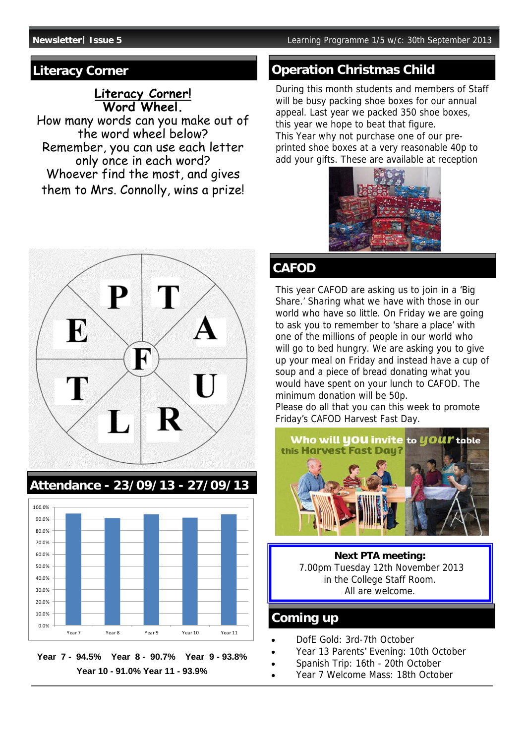## Literacy Corner

**Literacy Corner!**
**Word Wheel.**

How many words can you make out of the word wheel below?
Remember, you can use each letter only once in each word?
Whoever find the most, and gives them to Mrs. Connolly, wins a prize!

## Attendance - 23/09/13 - 27/09/13

**Year 7 - 94.5%   Year 8 - 90.7%   Year 9 - 93.8%**
**Year 10 - 91.0% Year 11 - 93.9%**

## Operation Christmas Child

During this month students and members of Staff will be busy packing shoe boxes for our annual appeal. Last year we packed 350 shoe boxes, this year we hope to beat that figure.
This Year why not purchase one of our pre-printed shoe boxes at a very reasonable 40p to add your gifts. These are available at reception

## CAFOD

This year CAFOD are asking us to join in a 'Big Share.' Sharing what we have with those in our world who have so little. On Friday we are going to ask you to remember to 'share a place' with one of the millions of people in our world who will go to bed hungry. We are asking you to give up your meal on Friday and instead have a cup of soup and a piece of bread donating what you would have spent on your lunch to CAFOD. The minimum donation will be 50p.
Please do all that you can this week to promote Friday's CAFOD Harvest Fast Day.

**Next PTA meeting:**
7.00pm Tuesday 12th November 2013
in the College Staff Room.
All are welcome.

## Coming up

- DofE Gold: 3rd-7th October
- Year 13 Parents' Evening: 10th October
- Spanish Trip: 16th - 20th October
- Year 7 Welcome Mass: 18th October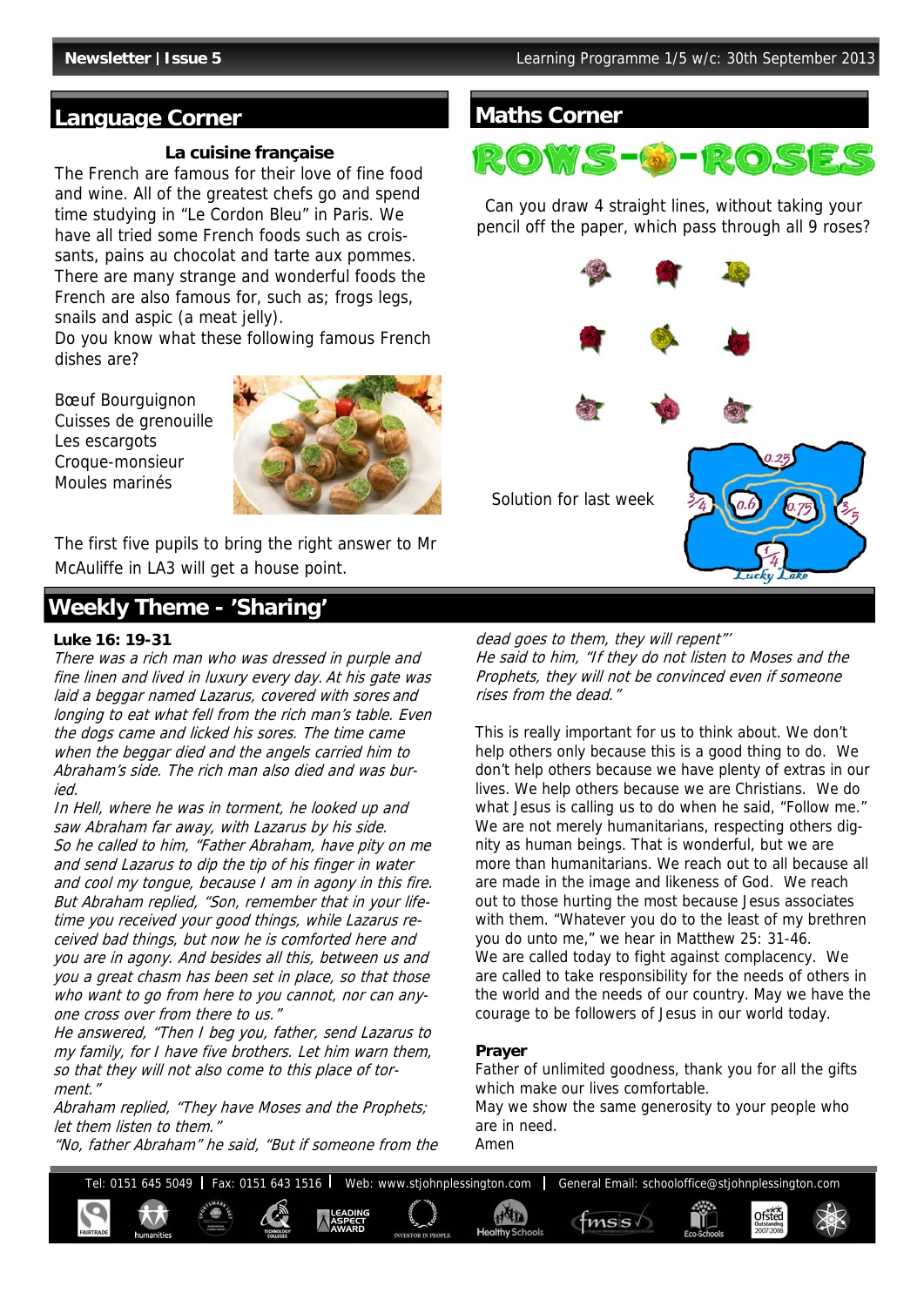## Language Corner

**La cuisine française**

The French are famous for their love of fine food and wine. All of the greatest chefs go and spend time studying in "Le Cordon Bleu" in Paris. We have all tried some French foods such as croissants, pains au chocolat and tarte aux pommes. There are many strange and wonderful foods the French are also famous for, such as; frogs legs, snails and aspic (a meat jelly).

Do you know what these following famous French dishes are?

Bœuf Bourguignon
Cuisses de grenouille
Les escargots
Croque-monsieur
Moules marinés

The first five pupils to bring the right answer to Mr McAuliffe in LA3 will get a house point.

## Maths Corner

**ROWS-O-ROSES**

Can you draw 4 straight lines, without taking your pencil off the paper, which pass through all 9 roses?

Solution for last week

## Weekly Theme - 'Sharing'

**Luke 16: 19-31**

*There was a rich man who was dressed in purple and fine linen and lived in luxury every day. At his gate was laid a beggar named Lazarus, covered with sores and longing to eat what fell from the rich man's table. Even the dogs came and licked his sores. The time came when the beggar died and the angels carried him to Abraham's side. The rich man also died and was buried.*

*In Hell, where he was in torment, he looked up and saw Abraham far away, with Lazarus by his side.*

*So he called to him, "Father Abraham, have pity on me and send Lazarus to dip the tip of his finger in water and cool my tongue, because I am in agony in this fire.*

*But Abraham replied, "Son, remember that in your lifetime you received your good things, while Lazarus received bad things, but now he is comforted here and you are in agony. And besides all this, between us and you a great chasm has been set in place, so that those who want to go from here to you cannot, nor can anyone cross over from there to us."*

*He answered, "Then I beg you, father, send Lazarus to my family, for I have five brothers. Let him warn them, so that they will not also come to this place of torment."*

*Abraham replied, "They have Moses and the Prophets; let them listen to them."*

*"No, father Abraham" he said, "But if someone from the dead goes to them, they will repent"'*

*He said to him, "If they do not listen to Moses and the Prophets, they will not be convinced even if someone rises from the dead."*

This is really important for us to think about. We don't help others only because this is a good thing to do. We don't help others because we have plenty of extras in our lives. We help others because we are Christians. We do what Jesus is calling us to do when he said, "Follow me." We are not merely humanitarians, respecting others dignity as human beings. That is wonderful, but we are more than humanitarians. We reach out to all because all are made in the image and likeness of God. We reach out to those hurting the most because Jesus associates with them. "Whatever you do to the least of my brethren you do unto me," we hear in Matthew 25: 31-46.

We are called today to fight against complacency. We are called to take responsibility for the needs of others in the world and the needs of our country. May we have the courage to be followers of Jesus in our world today.

**Prayer**

Father of unlimited goodness, thank you for all the gifts which make our lives comfortable.
May we show the same generosity to your people who are in need.
Amen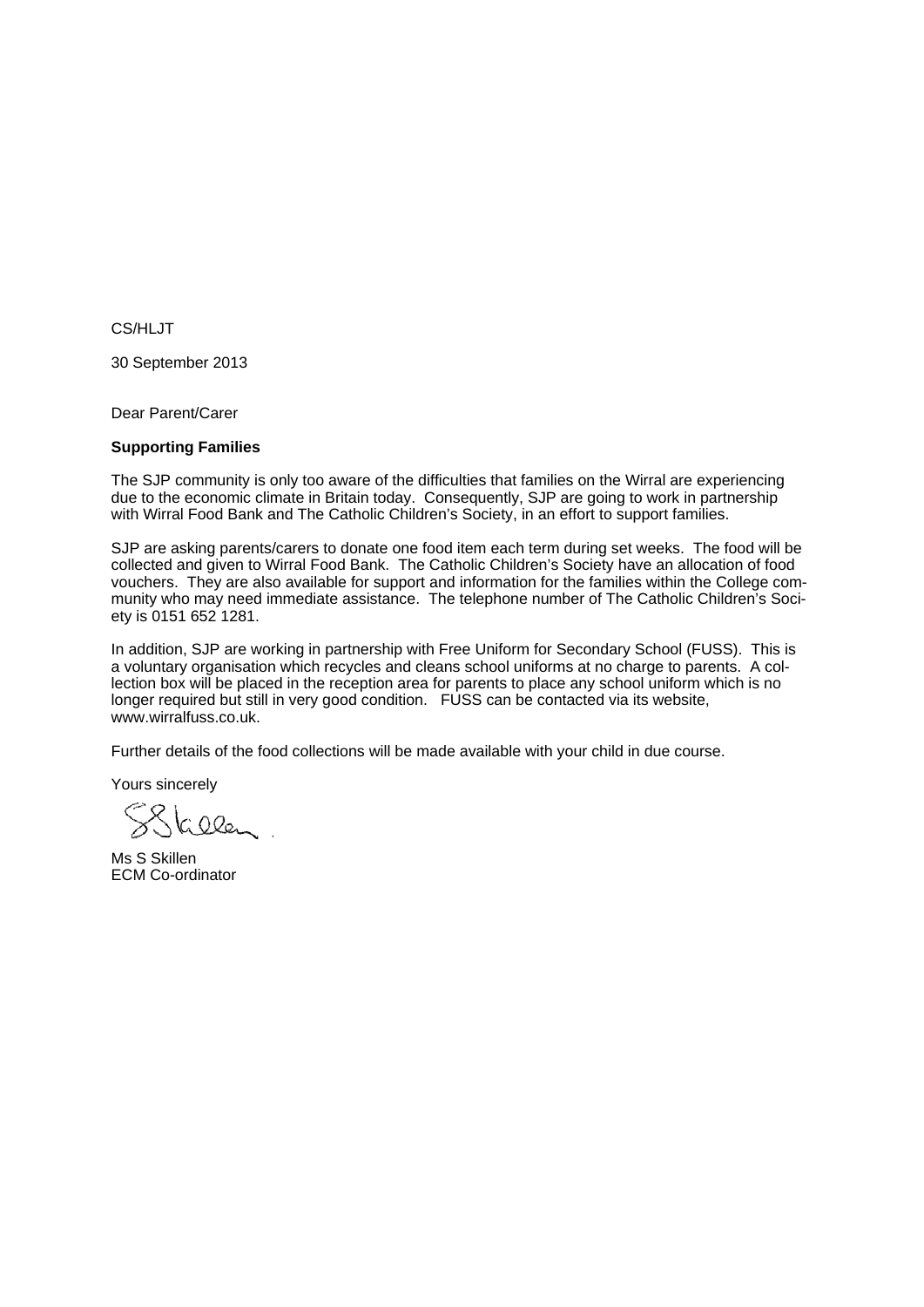CS/HLJT

30 September 2013

Dear Parent/Carer

**Supporting Families**

The SJP community is only too aware of the difficulties that families on the Wirral are experiencing due to the economic climate in Britain today. Consequently, SJP are going to work in partnership with Wirral Food Bank and The Catholic Children's Society, in an effort to support families.

SJP are asking parents/carers to donate one food item each term during set weeks. The food will be collected and given to Wirral Food Bank. The Catholic Children's Society have an allocation of food vouchers. They are also available for support and information for the families within the College community who may need immediate assistance. The telephone number of The Catholic Children's Society is 0151 652 1281.

In addition, SJP are working in partnership with Free Uniform for Secondary School (FUSS). This is a voluntary organisation which recycles and cleans school uniforms at no charge to parents. A collection box will be placed in the reception area for parents to place any school uniform which is no longer required but still in very good condition. FUSS can be contacted via its website, www.wirralfuss.co.uk.

Further details of the food collections will be made available with your child in due course.

Yours sincerely

Ms S Skillen
ECM Co-ordinator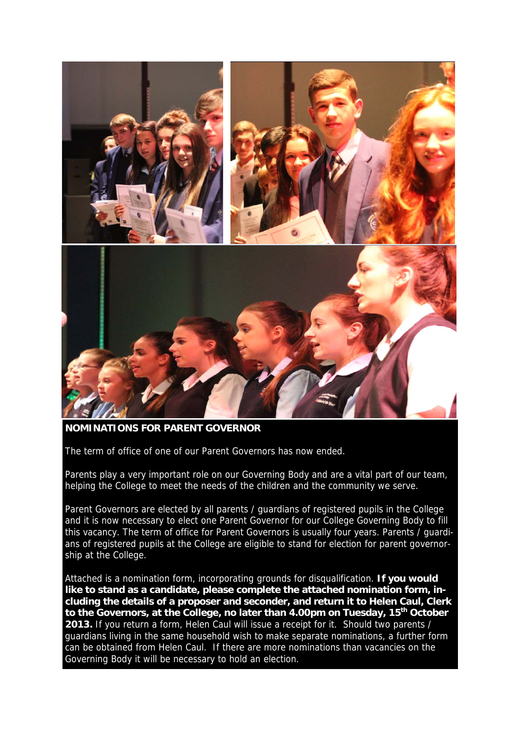## NOMINATIONS FOR PARENT GOVERNOR

The term of office of one of our Parent Governors has now ended.

Parents play a very important role on our Governing Body and are a vital part of our team, helping the College to meet the needs of the children and the community we serve.

Parent Governors are elected by all parents / guardians of registered pupils in the College and it is now necessary to elect one Parent Governor for our College Governing Body to fill this vacancy. The term of office for Parent Governors is usually four years. Parents / guardians of registered pupils at the College are eligible to stand for election for parent governorship at the College.

Attached is a nomination form, incorporating grounds for disqualification. **If you would like to stand as a candidate, please complete the attached nomination form, including the details of a proposer and seconder, and return it to Helen Caul, Clerk to the Governors, at the College, no later than 4.00pm on Tuesday, 15th October 2013.** If you return a form, Helen Caul will issue a receipt for it. Should two parents / guardians living in the same household wish to make separate nominations, a further form can be obtained from Helen Caul. If there are more nominations than vacancies on the Governing Body it will be necessary to hold an election.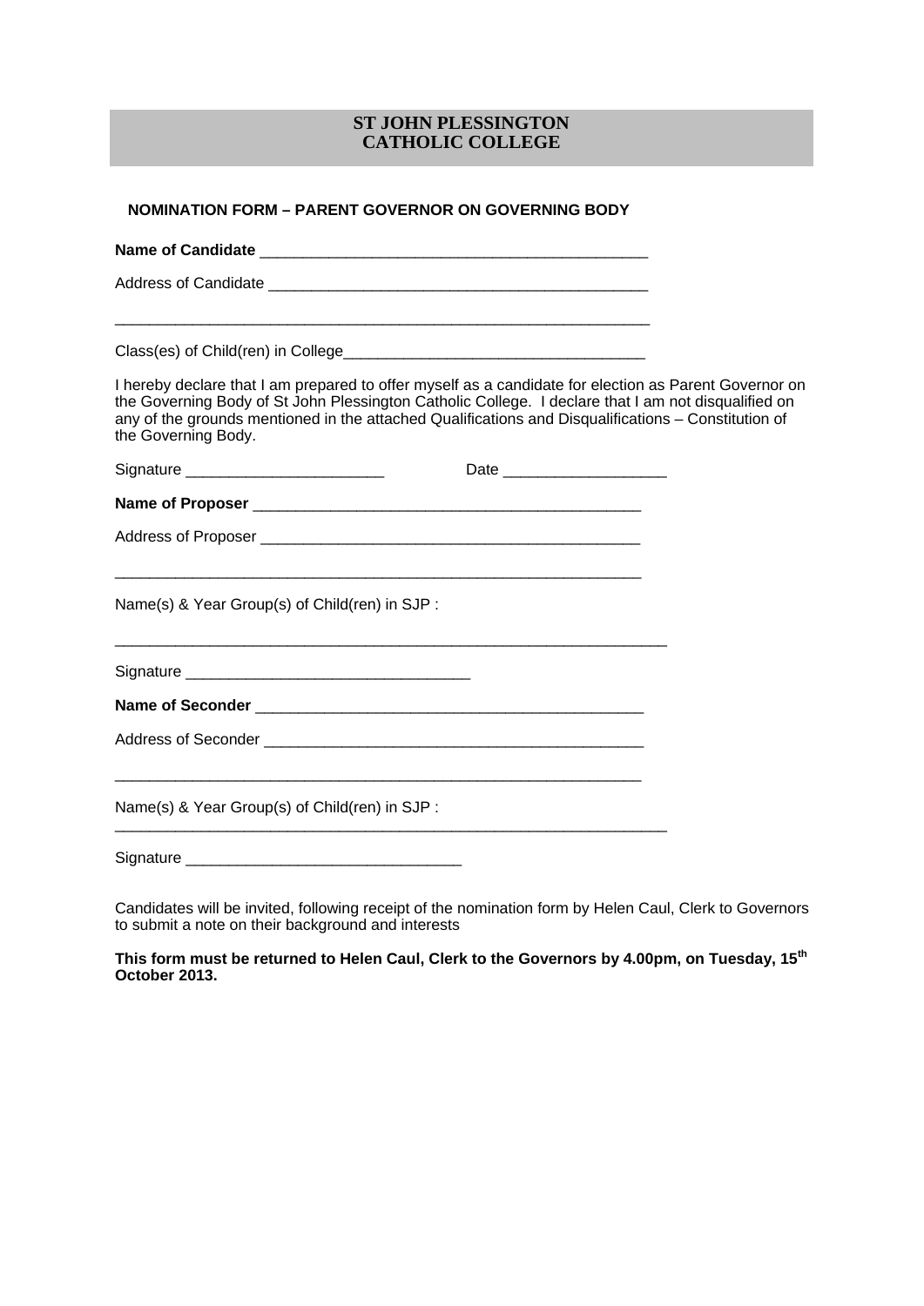# ST JOHN PLESSINGTON CATHOLIC COLLEGE

## NOMINATION FORM – PARENT GOVERNOR ON GOVERNING BODY

**Name of Candidate** _______________________________________________

Address of Candidate _______________________________________________

_________________________________________________________________

Class(es) of Child(ren) in College___________________________________

I hereby declare that I am prepared to offer myself as a candidate for election as Parent Governor on the Governing Body of St John Plessington Catholic College. I declare that I am not disqualified on any of the grounds mentioned in the attached Qualifications and Disqualifications – Constitution of the Governing Body.

Signature _______________________ Date ___________________

**Name of Proposer** _______________________________________________

Address of Proposer _______________________________________________

_________________________________________________________________

Name(s) & Year Group(s) of Child(ren) in SJP :

_________________________________________________________________

Signature _________________________________

**Name of Seconder** _______________________________________________

Address of Seconder _______________________________________________

_________________________________________________________________

Name(s) & Year Group(s) of Child(ren) in SJP :

_________________________________________________________________

Signature ________________________________

Candidates will be invited, following receipt of the nomination form by Helen Caul, Clerk to Governors to submit a note on their background and interests

**This form must be returned to Helen Caul, Clerk to the Governors by 4.00pm, on Tuesday, 15th October 2013.**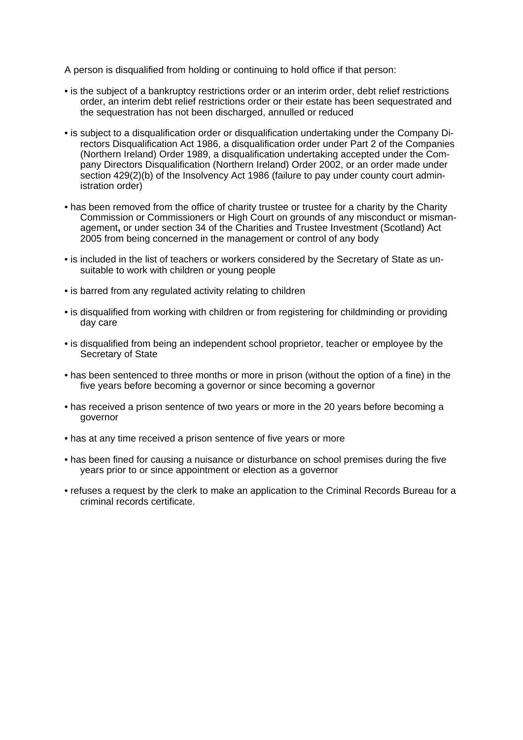A person is disqualified from holding or continuing to hold office if that person:

- is the subject of a bankruptcy restrictions order or an interim order, debt relief restrictions order, an interim debt relief restrictions order or their estate has been sequestrated and the sequestration has not been discharged, annulled or reduced
- is subject to a disqualification order or disqualification undertaking under the Company Directors Disqualification Act 1986, a disqualification order under Part 2 of the Companies (Northern Ireland) Order 1989, a disqualification undertaking accepted under the Company Directors Disqualification (Northern Ireland) Order 2002, or an order made under section 429(2)(b) of the Insolvency Act 1986 (failure to pay under county court administration order)
- has been removed from the office of charity trustee or trustee for a charity by the Charity Commission or Commissioners or High Court on grounds of any misconduct or mismanagement**,** or under section 34 of the Charities and Trustee Investment (Scotland) Act 2005 from being concerned in the management or control of any body
- is included in the list of teachers or workers considered by the Secretary of State as unsuitable to work with children or young people
- is barred from any regulated activity relating to children
- is disqualified from working with children or from registering for childminding or providing day care
- is disqualified from being an independent school proprietor, teacher or employee by the Secretary of State
- has been sentenced to three months or more in prison (without the option of a fine) in the five years before becoming a governor or since becoming a governor
- has received a prison sentence of two years or more in the 20 years before becoming a governor
- has at any time received a prison sentence of five years or more
- has been fined for causing a nuisance or disturbance on school premises during the five years prior to or since appointment or election as a governor
- refuses a request by the clerk to make an application to the Criminal Records Bureau for a criminal records certificate.